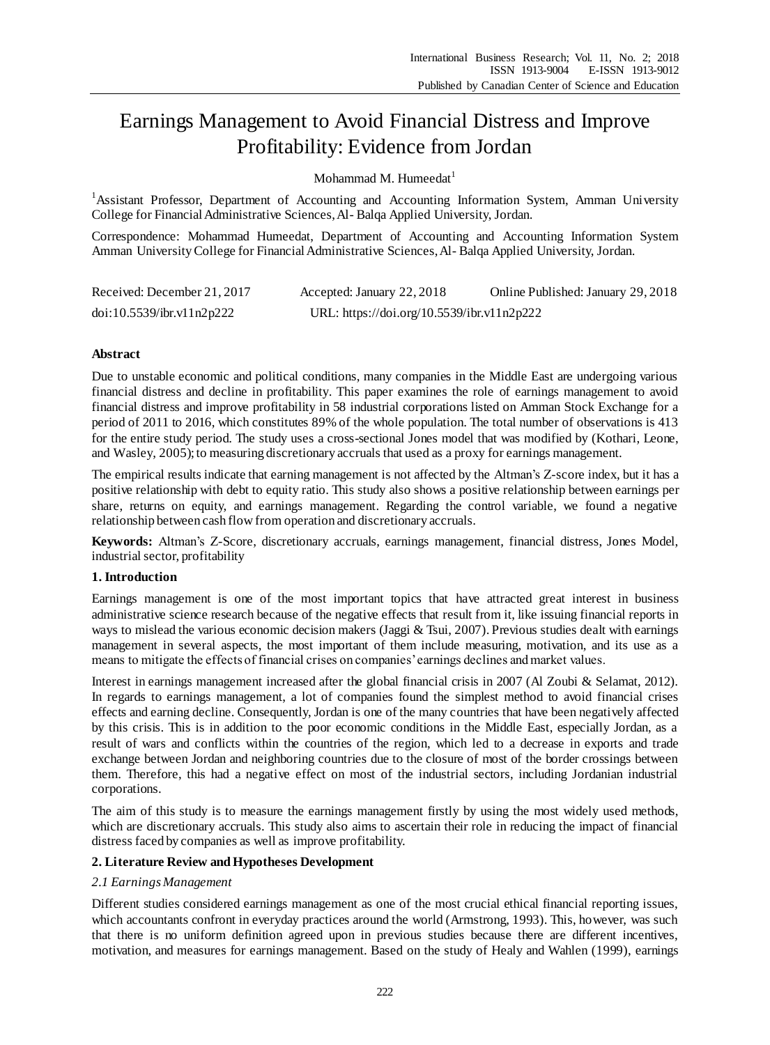# Earnings Management to Avoid Financial Distress and Improve Profitability: Evidence from Jordan

Mohammad M. Humeedat[1]

[1]Assistant Professor, Department of Accounting and Accounting Information System, Amman University College for Financial Administrative Sciences, Al- Balqa Applied University, Jordan.

Correspondence: Mohammad Humeedat, Department of Accounting and Accounting Information System Amman University College for Financial Administrative Sciences, Al- Balqa Applied University, Jordan.

| Received: December 21, 2017 | Accepted: January 22, 2018 | Online Published: January 29, 2018 |
|---|---|---|
| doi:10.5539/ibr.v11n2p222 | URL: https://doi.org/10.5539/ibr.v11n2p222 | |

**Abstract**

Due to unstable economic and political conditions, many companies in the Middle East are undergoing various financial distress and decline in profitability. This paper examines the role of earnings management to avoid financial distress and improve profitability in 58 industrial corporations listed on Amman Stock Exchange for a period of 2011 to 2016, which constitutes 89% of the whole population. The total number of observations is 413 for the entire study period. The study uses a cross-sectional Jones model that was modified by (Kothari, Leone, and Wasley, 2005); to measuring discretionary accruals that used as a proxy for earnings management.

The empirical results indicate that earning management is not affected by the Altman's Z-score index, but it has a positive relationship with debt to equity ratio. This study also shows a positive relationship between earnings per share, returns on equity, and earnings management. Regarding the control variable, we found a negative relationship between cash flow from operation and discretionary accruals.

**Keywords:** Altman's Z-Score, discretionary accruals, earnings management, financial distress, Jones Model, industrial sector, profitability

## 1. Introduction

Earnings management is one of the most important topics that have attracted great interest in business administrative science research because of the negative effects that result from it, like issuing financial reports in ways to mislead the various economic decision makers (Jaggi & Tsui, 2007). Previous studies dealt with earnings management in several aspects, the most important of them include measuring, motivation, and its use as a means to mitigate the effects of financial crises on companies' earnings declines and market values.

Interest in earnings management increased after the global financial crisis in 2007 (Al Zoubi & Selamat, 2012). In regards to earnings management, a lot of companies found the simplest method to avoid financial crises effects and earning decline. Consequently, Jordan is one of the many countries that have been negatively affected by this crisis. This is in addition to the poor economic conditions in the Middle East, especially Jordan, as a result of wars and conflicts within the countries of the region, which led to a decrease in exports and trade exchange between Jordan and neighboring countries due to the closure of most of the border crossings between them. Therefore, this had a negative effect on most of the industrial sectors, including Jordanian industrial corporations.

The aim of this study is to measure the earnings management firstly by using the most widely used methods, which are discretionary accruals. This study also aims to ascertain their role in reducing the impact of financial distress faced by companies as well as improve profitability.

## 2. Literature Review and Hypotheses Development

### 2.1 Earnings Management

Different studies considered earnings management as one of the most crucial ethical financial reporting issues, which accountants confront in everyday practices around the world (Armstrong, 1993). This, however, was such that there is no uniform definition agreed upon in previous studies because there are different incentives, motivation, and measures for earnings management. Based on the study of Healy and Wahlen (1999), earnings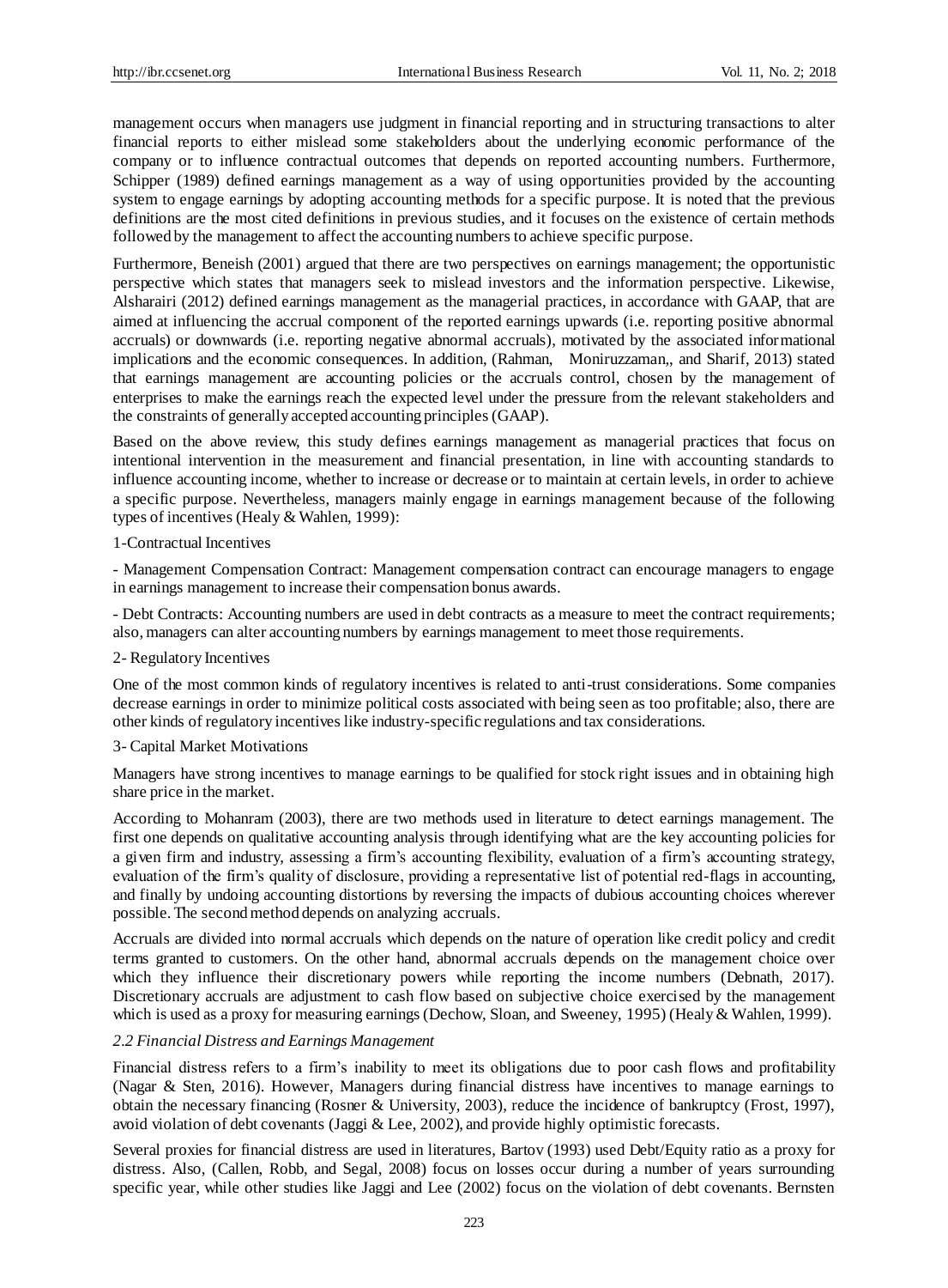management occurs when managers use judgment in financial reporting and in structuring transactions to alter financial reports to either mislead some stakeholders about the underlying economic performance of the company or to influence contractual outcomes that depends on reported accounting numbers. Furthermore, Schipper (1989) defined earnings management as a way of using opportunities provided by the accounting system to engage earnings by adopting accounting methods for a specific purpose. It is noted that the previous definitions are the most cited definitions in previous studies, and it focuses on the existence of certain methods followed by the management to affect the accounting numbers to achieve specific purpose.

Furthermore, Beneish (2001) argued that there are two perspectives on earnings management; the opportunistic perspective which states that managers seek to mislead investors and the information perspective. Likewise, Alsharairi (2012) defined earnings management as the managerial practices, in accordance with GAAP, that are aimed at influencing the accrual component of the reported earnings upwards (i.e. reporting positive abnormal accruals) or downwards (i.e. reporting negative abnormal accruals), motivated by the associated informational implications and the economic consequences. In addition, (Rahman, Moniruzzaman,, and Sharif, 2013) stated that earnings management are accounting policies or the accruals control, chosen by the management of enterprises to make the earnings reach the expected level under the pressure from the relevant stakeholders and the constraints of generally accepted accounting principles (GAAP).

Based on the above review, this study defines earnings management as managerial practices that focus on intentional intervention in the measurement and financial presentation, in line with accounting standards to influence accounting income, whether to increase or decrease or to maintain at certain levels, in order to achieve a specific purpose. Nevertheless, managers mainly engage in earnings management because of the following types of incentives (Healy & Wahlen, 1999):

1-Contractual Incentives

- Management Compensation Contract: Management compensation contract can encourage managers to engage in earnings management to increase their compensation bonus awards.

- Debt Contracts: Accounting numbers are used in debt contracts as a measure to meet the contract requirements; also, managers can alter accounting numbers by earnings management to meet those requirements.

2- Regulatory Incentives

One of the most common kinds of regulatory incentives is related to anti-trust considerations. Some companies decrease earnings in order to minimize political costs associated with being seen as too profitable; also, there are other kinds of regulatory incentives like industry-specific regulations and tax considerations.

3- Capital Market Motivations

Managers have strong incentives to manage earnings to be qualified for stock right issues and in obtaining high share price in the market.

According to Mohanram (2003), there are two methods used in literature to detect earnings management. The first one depends on qualitative accounting analysis through identifying what are the key accounting policies for a given firm and industry, assessing a firm's accounting flexibility, evaluation of a firm's accounting strategy, evaluation of the firm's quality of disclosure, providing a representative list of potential red-flags in accounting, and finally by undoing accounting distortions by reversing the impacts of dubious accounting choices wherever possible. The second method depends on analyzing accruals.

Accruals are divided into normal accruals which depends on the nature of operation like credit policy and credit terms granted to customers. On the other hand, abnormal accruals depends on the management choice over which they influence their discretionary powers while reporting the income numbers (Debnath, 2017). Discretionary accruals are adjustment to cash flow based on subjective choice exercised by the management which is used as a proxy for measuring earnings (Dechow, Sloan, and Sweeney, 1995) (Healy & Wahlen, 1999).

### *2.2 Financial Distress and Earnings Management*

Financial distress refers to a firm's inability to meet its obligations due to poor cash flows and profitability (Nagar & Sten, 2016). However, Managers during financial distress have incentives to manage earnings to obtain the necessary financing (Rosner & University, 2003), reduce the incidence of bankruptcy (Frost, 1997), avoid violation of debt covenants (Jaggi & Lee, 2002), and provide highly optimistic forecasts.

Several proxies for financial distress are used in literatures, Bartov (1993) used Debt/Equity ratio as a proxy for distress. Also, (Callen, Robb, and Segal, 2008) focus on losses occur during a number of years surrounding specific year, while other studies like Jaggi and Lee (2002) focus on the violation of debt covenants. Bernsten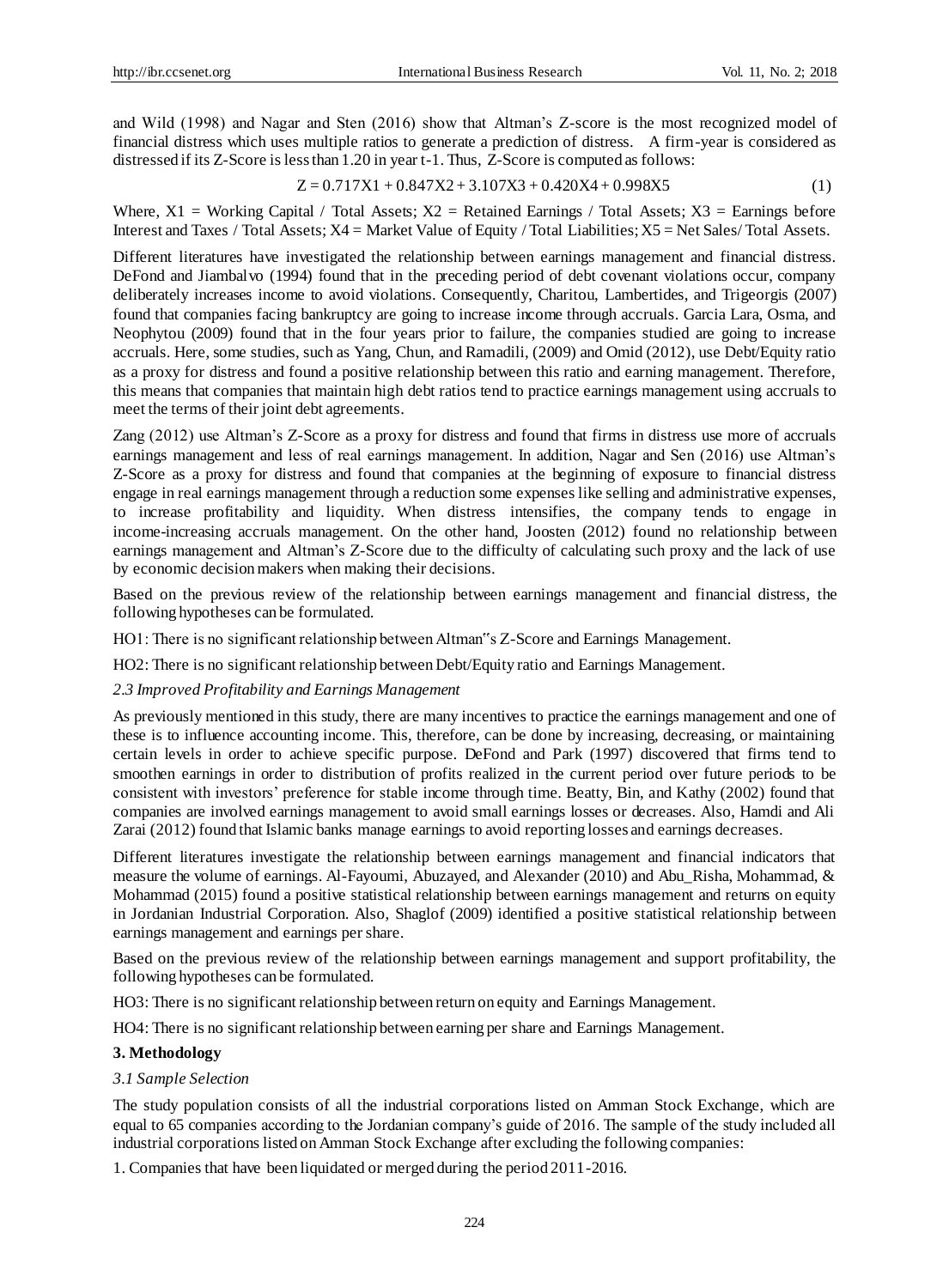and Wild (1998) and Nagar and Sten (2016) show that Altman's Z-score is the most recognized model of financial distress which uses multiple ratios to generate a prediction of distress. A firm-year is considered as distressed if its Z-Score is less than 1.20 in year t-1. Thus, Z-Score is computed as follows:

$$Z = 0.717X1 + 0.847X2 + 3.107X3 + 0.420X4 + 0.998X5 \quad (1)$$

Where, X1 = Working Capital / Total Assets; X2 = Retained Earnings / Total Assets; X3 = Earnings before Interest and Taxes / Total Assets; X4 = Market Value of Equity / Total Liabilities; X5 = Net Sales/ Total Assets.

Different literatures have investigated the relationship between earnings management and financial distress. DeFond and Jiambalvo (1994) found that in the preceding period of debt covenant violations occur, company deliberately increases income to avoid violations. Consequently, Charitou, Lambertides, and Trigeorgis (2007) found that companies facing bankruptcy are going to increase income through accruals. Garcia Lara, Osma, and Neophytou (2009) found that in the four years prior to failure, the companies studied are going to increase accruals. Here, some studies, such as Yang, Chun, and Ramadili, (2009) and Omid (2012), use Debt/Equity ratio as a proxy for distress and found a positive relationship between this ratio and earning management. Therefore, this means that companies that maintain high debt ratios tend to practice earnings management using accruals to meet the terms of their joint debt agreements.

Zang (2012) use Altman's Z-Score as a proxy for distress and found that firms in distress use more of accruals earnings management and less of real earnings management. In addition, Nagar and Sen (2016) use Altman's Z-Score as a proxy for distress and found that companies at the beginning of exposure to financial distress engage in real earnings management through a reduction some expenses like selling and administrative expenses, to increase profitability and liquidity. When distress intensifies, the company tends to engage in income-increasing accruals management. On the other hand, Joosten (2012) found no relationship between earnings management and Altman's Z-Score due to the difficulty of calculating such proxy and the lack of use by economic decision makers when making their decisions.

Based on the previous review of the relationship between earnings management and financial distress, the following hypotheses can be formulated.

HO1: There is no significant relationship between Altman"s Z-Score and Earnings Management.

HO2: There is no significant relationship between Debt/Equity ratio and Earnings Management.

### *2.3 Improved Profitability and Earnings Management*

As previously mentioned in this study, there are many incentives to practice the earnings management and one of these is to influence accounting income. This, therefore, can be done by increasing, decreasing, or maintaining certain levels in order to achieve specific purpose. DeFond and Park (1997) discovered that firms tend to smoothen earnings in order to distribution of profits realized in the current period over future periods to be consistent with investors' preference for stable income through time. Beatty, Bin, and Kathy (2002) found that companies are involved earnings management to avoid small earnings losses or decreases. Also, Hamdi and Ali Zarai (2012) found that Islamic banks manage earnings to avoid reporting losses and earnings decreases.

Different literatures investigate the relationship between earnings management and financial indicators that measure the volume of earnings. Al-Fayoumi, Abuzayed, and Alexander (2010) and Abu_Risha, Mohammad, & Mohammad (2015) found a positive statistical relationship between earnings management and returns on equity in Jordanian Industrial Corporation. Also, Shaglof (2009) identified a positive statistical relationship between earnings management and earnings per share.

Based on the previous review of the relationship between earnings management and support profitability, the following hypotheses can be formulated.

HO3: There is no significant relationship between return on equity and Earnings Management.

HO4: There is no significant relationship between earning per share and Earnings Management.

## **3. Methodology**

### *3.1 Sample Selection*

The study population consists of all the industrial corporations listed on Amman Stock Exchange, which are equal to 65 companies according to the Jordanian company's guide of 2016. The sample of the study included all industrial corporations listed on Amman Stock Exchange after excluding the following companies:

1. Companies that have been liquidated or merged during the period 2011-2016.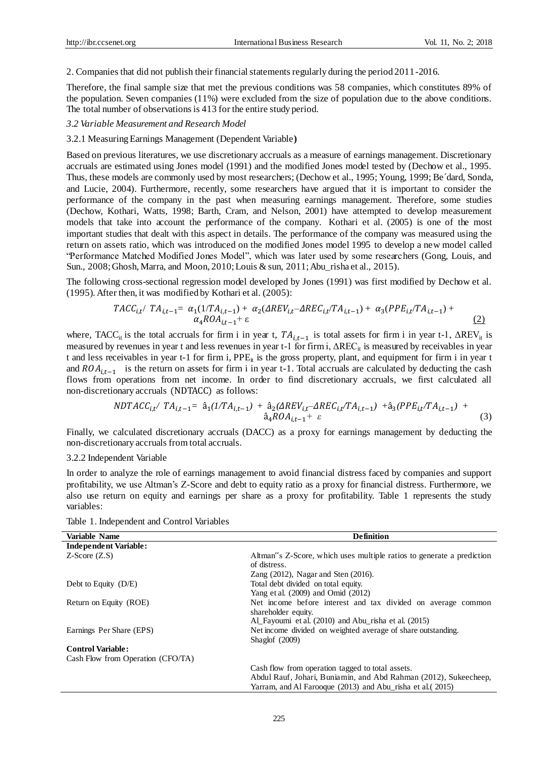2. Companies that did not publish their financial statements regularly during the period 2011-2016.

Therefore, the final sample size that met the previous conditions was 58 companies, which constitutes 89% of the population. Seven companies (11%) were excluded from the size of population due to the above conditions. The total number of observations is 413 for the entire study period.

### *3.2 Variable Measurement and Research Model*

#### 3.2.1 Measuring Earnings Management (Dependent Variable**)**

Based on previous literatures, we use discretionary accruals as a measure of earnings management. Discretionary accruals are estimated using Jones model (1991) and the modified Jones model tested by (Dechow et al., 1995. Thus, these models are commonly used by most researchers; (Dechow et al., 1995; Young, 1999; Be´dard, Sonda, and Lucie, 2004). Furthermore, recently, some researchers have argued that it is important to consider the performance of the company in the past when measuring earnings management. Therefore, some studies (Dechow, Kothari, Watts, 1998; Barth, Cram, and Nelson, 2001) have attempted to develop measurement models that take into account the performance of the company. Kothari et al. (2005) is one of the most important studies that dealt with this aspect in details. The performance of the company was measured using the return on assets ratio, which was introduced on the modified Jones model 1995 to develop a new model called "Performance Matched Modified Jones Model", which was later used by some researchers (Gong, Louis, and Sun., 2008; Ghosh, Marra, and Moon, 2010; Louis & sun, 2011; Abu_risha et al., 2015).

The following cross-sectional regression model developed by Jones (1991) was first modified by Dechow et al. (1995). After then, it was modified by Kothari et al. (2005):

$$TACC_{i,t}/\ TA_{i,t-1} = \ \alpha_1(1/TA_{i,t-1}) + \ \alpha_2(\Delta REV_{i,t} - \Delta REC_{i,t}/TA_{i,t-1}) + \ \alpha_3(PPE_{i,t}/TA_{i,t-1}) + \alpha_4 ROA_{i,t-1} + \varepsilon \qquad (2)$$

where, $TACC_{it}$ is the total accruals for firm i in year t, $TA_{i,t-1}$ is total assets for firm i in year t-1, $\Delta REV_{it}$ is measured by revenues in year t and less revenues in year t-1 for firm i, $\Delta REC_{it}$ is measured by receivables in year t and less receivables in year t-1 for firm i, $PPE_{it}$ is the gross property, plant, and equipment for firm i in year t and $ROA_{i,t-1}$ is the return on assets for firm i in year t-1. Total accruals are calculated by deducting the cash flows from operations from net income. In order to find discretionary accruals, we first calculated all non-discretionary accruals (NDTACC) as follows:

$$NDTACC_{i,t}/\ TA_{i,t-1} = \ \hat{a}_1(1/TA_{i,t-1}) \ + \ \hat{a}_2(\Delta REV_{i,t} - \Delta REC_{i,t}/TA_{i,t-1}) \ + \hat{a}_3(PPE_{i,t}/TA_{i,t-1}) \ + \hat{a}_4 ROA_{i,t-1} + \ \varepsilon \qquad (3)$$

Finally, we calculated discretionary accruals (DACC) as a proxy for earnings management by deducting the non-discretionary accruals from total accruals.

#### 3.2.2 Independent Variable

In order to analyze the role of earnings management to avoid financial distress faced by companies and support profitability, we use Altman's Z-Score and debt to equity ratio as a proxy for financial distress. Furthermore, we also use return on equity and earnings per share as a proxy for profitability. Table 1 represents the study variables:

Table 1. Independent and Control Variables

| Variable Name | Definition |
|---|---|
| **Independent Variable:** | |
| Z-Score (Z.S) | Altman"s Z-Score, which uses multiple ratios to generate a prediction of distress. Zang (2012), Nagar and Sten (2016). |
| Debt to Equity (D/E) | Total debt divided on total equity. Yang et al. (2009) and Omid (2012) |
| Return on Equity (ROE) | Net income before interest and tax divided on average common shareholder equity. Al_Fayoumi et al. (2010) and Abu_risha et al. (2015) |
| Earnings Per Share (EPS) | Net income divided on weighted average of share outstanding. Shaglof (2009) |
| **Control Variable:** | |
| Cash Flow from Operation (CFO/TA) | Cash flow from operation tagged to total assets. Abdul Rauf, Johari, Buniamin, and Abd Rahman (2012), Sukeecheep, Yarram, and Al Farooque (2013) and Abu_risha et al.( 2015) |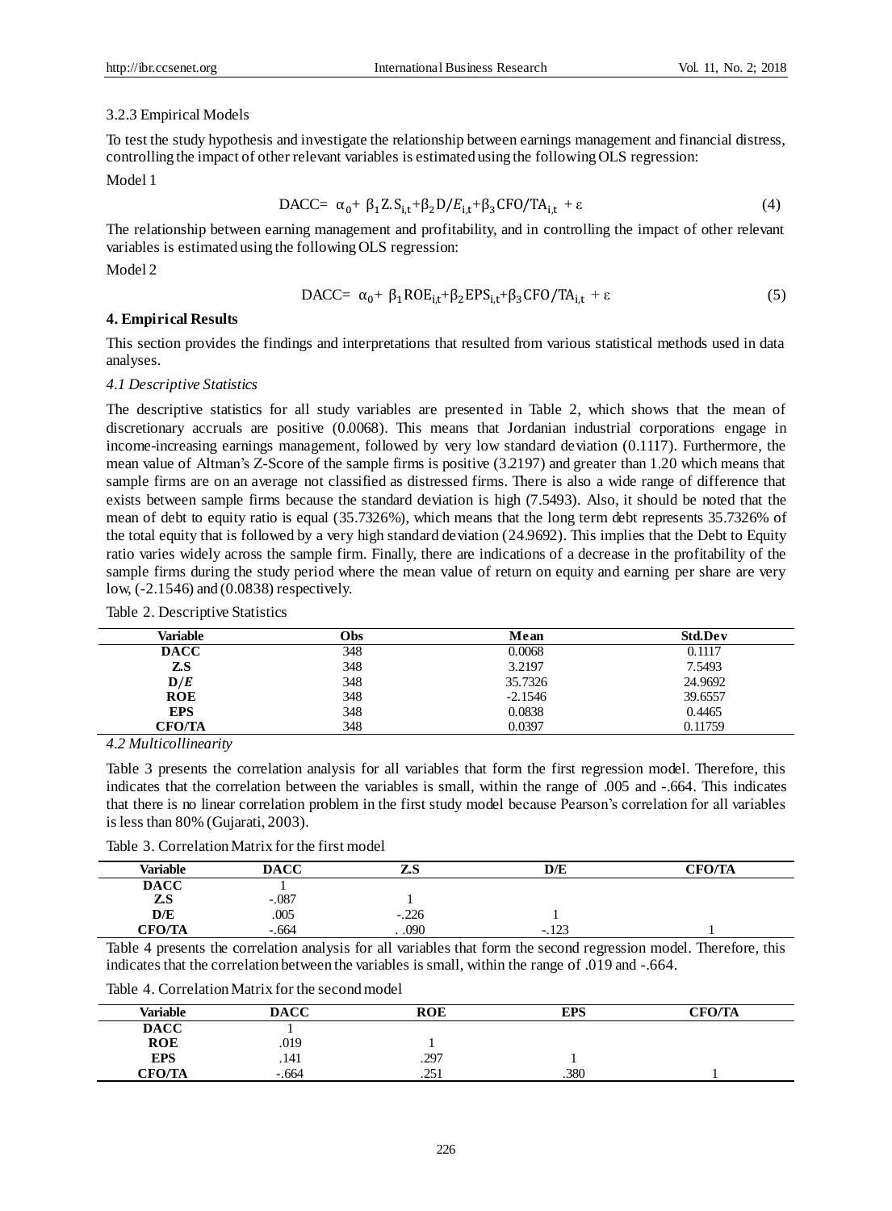### 3.2.3 Empirical Models

To test the study hypothesis and investigate the relationship between earnings management and financial distress, controlling the impact of other relevant variables is estimated using the following OLS regression:

Model 1

$$\mathrm{DACC} = \alpha_0 + \beta_1 \mathrm{Z.S}_{i,t} + \beta_2 D/E_{i,t} + \beta_3 \mathrm{CFO/TA}_{i,t} + \varepsilon \tag{4}$$

The relationship between earning management and profitability, and in controlling the impact of other relevant variables is estimated using the following OLS regression:

Model 2

$$\mathrm{DACC} = \alpha_0 + \beta_1 \mathrm{ROE}_{i,t} + \beta_2 \mathrm{EPS}_{i,t} + \beta_3 \mathrm{CFO/TA}_{i,t} + \varepsilon \tag{5}$$

## 4. Empirical Results

This section provides the findings and interpretations that resulted from various statistical methods used in data analyses.

### *4.1 Descriptive Statistics*

The descriptive statistics for all study variables are presented in Table 2, which shows that the mean of discretionary accruals are positive (0.0068). This means that Jordanian industrial corporations engage in income-increasing earnings management, followed by very low standard deviation (0.1117). Furthermore, the mean value of Altman's Z-Score of the sample firms is positive (3.2197) and greater than 1.20 which means that sample firms are on an average not classified as distressed firms. There is also a wide range of difference that exists between sample firms because the standard deviation is high (7.5493). Also, it should be noted that the mean of debt to equity ratio is equal (35.7326%), which means that the long term debt represents 35.7326% of the total equity that is followed by a very high standard deviation (24.9692). This implies that the Debt to Equity ratio varies widely across the sample firm. Finally, there are indications of a decrease in the profitability of the sample firms during the study period where the mean value of return on equity and earning per share are very low, (-2.1546) and (0.0838) respectively.

Table 2. Descriptive Statistics

| Variable | Obs | Mean | Std.Dev |
|---|---|---|---|
| **DACC** | 348 | 0.0068 | 0.1117 |
| **Z.S** | 348 | 3.2197 | 7.5493 |
| **$D/E$** | 348 | 35.7326 | 24.9692 |
| **ROE** | 348 | -2.1546 | 39.6557 |
| **EPS** | 348 | 0.0838 | 0.4465 |
| **CFO/TA** | 348 | 0.0397 | 0.11759 |

### *4.2 Multicollinearity*

Table 3 presents the correlation analysis for all variables that form the first regression model. Therefore, this indicates that the correlation between the variables is small, within the range of .005 and -.664. This indicates that there is no linear correlation problem in the first study model because Pearson's correlation for all variables is less than 80% (Gujarati, 2003).

Table 3. Correlation Matrix for the first model

| Variable | DACC | Z.S | D/E | CFO/TA |
|---|---|---|---|---|
| **DACC** | 1 | | | |
| **Z.S** | -.087 | 1 | | |
| **D/E** | .005 | -.226 | 1 | |
| **CFO/TA** | -.664 | . .090 | -.123 | 1 |

Table 4 presents the correlation analysis for all variables that form the second regression model. Therefore, this indicates that the correlation between the variables is small, within the range of .019 and -.664.

Table 4. Correlation Matrix for the second model

| Variable | DACC | ROE | EPS | CFO/TA |
|---|---|---|---|---|
| **DACC** | 1 | | | |
| **ROE** | .019 | 1 | | |
| **EPS** | .141 | .297 | 1 | |
| **CFO/TA** | -.664 | .251 | .380 | 1 |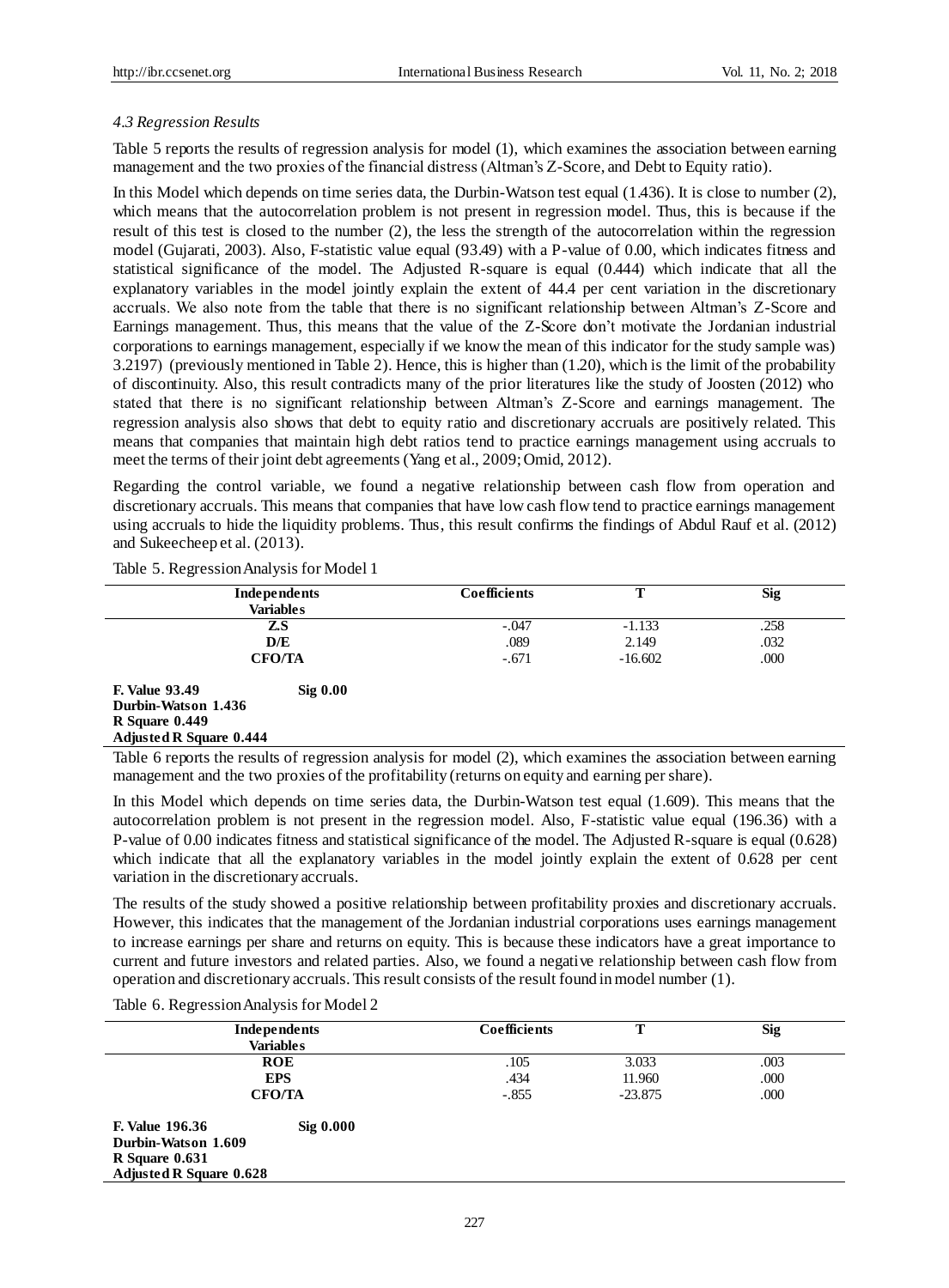### *4.3 Regression Results*

Table 5 reports the results of regression analysis for model (1), which examines the association between earning management and the two proxies of the financial distress (Altman's Z-Score, and Debt to Equity ratio).

In this Model which depends on time series data, the Durbin-Watson test equal (1.436). It is close to number (2), which means that the autocorrelation problem is not present in regression model. Thus, this is because if the result of this test is closed to the number (2), the less the strength of the autocorrelation within the regression model (Gujarati, 2003). Also, F-statistic value equal (93.49) with a P-value of 0.00, which indicates fitness and statistical significance of the model. The Adjusted R-square is equal (0.444) which indicate that all the explanatory variables in the model jointly explain the extent of 44.4 per cent variation in the discretionary accruals. We also note from the table that there is no significant relationship between Altman's Z-Score and Earnings management. Thus, this means that the value of the Z-Score don't motivate the Jordanian industrial corporations to earnings management, especially if we know the mean of this indicator for the study sample was) 3.2197) (previously mentioned in Table 2). Hence, this is higher than (1.20), which is the limit of the probability of discontinuity. Also, this result contradicts many of the prior literatures like the study of Joosten (2012) who stated that there is no significant relationship between Altman's Z-Score and earnings management. The regression analysis also shows that debt to equity ratio and discretionary accruals are positively related. This means that companies that maintain high debt ratios tend to practice earnings management using accruals to meet the terms of their joint debt agreements (Yang et al., 2009; Omid, 2012).

Regarding the control variable, we found a negative relationship between cash flow from operation and discretionary accruals. This means that companies that have low cash flow tend to practice earnings management using accruals to hide the liquidity problems. Thus, this result confirms the findings of Abdul Rauf et al. (2012) and Sukeecheep et al. (2013).

Table 5. Regression Analysis for Model 1

| Independents Variables | Coefficients | T | Sig |
|---|---|---|---|
| Z.S | -.047 | -1.133 | .258 |
| D/E | .089 | 2.149 | .032 |
| CFO/TA | -.671 | -16.602 | .000 |

**F. Value 93.49** **Sig 0.00**
**Durbin-Watson 1.436**
**R Square 0.449**
**Adjusted R Square 0.444**

Table 6 reports the results of regression analysis for model (2), which examines the association between earning management and the two proxies of the profitability (returns on equity and earning per share).

In this Model which depends on time series data, the Durbin-Watson test equal (1.609). This means that the autocorrelation problem is not present in the regression model. Also, F-statistic value equal (196.36) with a P-value of 0.00 indicates fitness and statistical significance of the model. The Adjusted R-square is equal (0.628) which indicate that all the explanatory variables in the model jointly explain the extent of 0.628 per cent variation in the discretionary accruals.

The results of the study showed a positive relationship between profitability proxies and discretionary accruals. However, this indicates that the management of the Jordanian industrial corporations uses earnings management to increase earnings per share and returns on equity. This is because these indicators have a great importance to current and future investors and related parties. Also, we found a negative relationship between cash flow from operation and discretionary accruals. This result consists of the result found in model number (1).

Table 6. Regression Analysis for Model 2

| Independents Variables | Coefficients | T | Sig |
|---|---|---|---|
| ROE | .105 | 3.033 | .003 |
| EPS | .434 | 11.960 | .000 |
| CFO/TA | -.855 | -23.875 | .000 |

**F. Value 196.36** **Sig 0.000**
**Durbin-Watson 1.609**
**R Square 0.631**
**Adjusted R Square 0.628**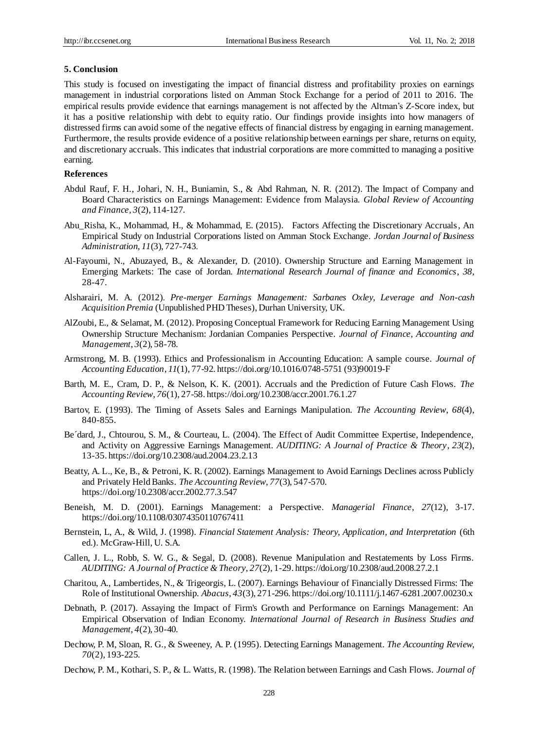## 5. Conclusion

This study is focused on investigating the impact of financial distress and profitability proxies on earnings management in industrial corporations listed on Amman Stock Exchange for a period of 2011 to 2016. The empirical results provide evidence that earnings management is not affected by the Altman's Z-Score index, but it has a positive relationship with debt to equity ratio. Our findings provide insights into how managers of distressed firms can avoid some of the negative effects of financial distress by engaging in earning management. Furthermore, the results provide evidence of a positive relationship between earnings per share, returns on equity, and discretionary accruals. This indicates that industrial corporations are more committed to managing a positive earning.

## References

Abdul Rauf, F. H., Johari, N. H., Buniamin, S., & Abd Rahman, N. R. (2012). The Impact of Company and Board Characteristics on Earnings Management: Evidence from Malaysia. *Global Review of Accounting and Finance*, *3*(2), 114-127.

Abu_Risha, K., Mohammad, H., & Mohammad, E. (2015). Factors Affecting the Discretionary Accruals, An Empirical Study on Industrial Corporations listed on Amman Stock Exchange. *Jordan Journal of Business Administration*, *11*(3), 727-743.

Al-Fayoumi, N., Abuzayed, B., & Alexander, D. (2010). Ownership Structure and Earning Management in Emerging Markets: The case of Jordan. *International Research Journal of finance and Economics*, *38*, 28-47.

Alsharairi, M. A. (2012). *Pre-merger Earnings Management: Sarbanes Oxley, Leverage and Non-cash Acquisition Premia* (Unpublished PHD Theses), Durhan University, UK.

AlZoubi, E., & Selamat, M. (2012). Proposing Conceptual Framework for Reducing Earning Management Using Ownership Structure Mechanism: Jordanian Companies Perspective. *Journal of Finance, Accounting and Management*, *3*(2), 58-78.

Armstrong, M. B. (1993). Ethics and Professionalism in Accounting Education: A sample course. *Journal of Accounting Education*, *11*(1), 77-92. https://doi.org/10.1016/0748-5751 (93)90019-F

Barth, M. E., Cram, D. P., & Nelson, K. K. (2001). Accruals and the Prediction of Future Cash Flows. *The Accounting Review*, *76*(1), 27-58. https://doi.org/10.2308/accr.2001.76.1.27

Bartov, E. (1993). The Timing of Assets Sales and Earnings Manipulation. *The Accounting Review*, *68*(4), 840-855.

Be´dard, J., Chtourou, S. M., & Courteau, L. (2004). The Effect of Audit Committee Expertise, Independence, and Activity on Aggressive Earnings Management. *AUDITING: A Journal of Practice & Theory*, *23*(2), 13-35. https://doi.org/10.2308/aud.2004.23.2.13

Beatty, A. L., Ke, B., & Petroni, K. R. (2002). Earnings Management to Avoid Earnings Declines across Publicly and Privately Held Banks. *The Accounting Review*, *77*(3), 547-570. https://doi.org/10.2308/accr.2002.77.3.547

Beneish, M. D. (2001). Earnings Management: a Perspective. *Managerial Finance*, *27*(12), 3-17. https://doi.org/10.1108/03074350110767411

Bernstein, L, A., & Wild, J. (1998). *Financial Statement Analysis: Theory, Application, and Interpretation* (6th ed.). McGraw-Hill, U. S.A.

Callen, J. L., Robb, S. W. G., & Segal, D. (2008). Revenue Manipulation and Restatements by Loss Firms. *AUDITING: A Journal of Practice & Theory*, *27*(2), 1-29. https://doi.org/10.2308/aud.2008.27.2.1

Charitou, A., Lambertides, N., & Trigeorgis, L. (2007). Earnings Behaviour of Financially Distressed Firms: The Role of Institutional Ownership. *Abacus*, *43*(3), 271-296. https://doi.org/10.1111/j.1467-6281.2007.00230.x

Debnath, P. (2017). Assaying the Impact of Firm's Growth and Performance on Earnings Management: An Empirical Observation of Indian Economy. *International Journal of Research in Business Studies and Management*, *4*(2), 30-40.

Dechow, P. M, Sloan, R. G., & Sweeney, A. P. (1995). Detecting Earnings Management. *The Accounting Review*, *70*(2), 193-225.

Dechow, P. M., Kothari, S. P., & L. Watts, R. (1998). The Relation between Earnings and Cash Flows. *Journal of*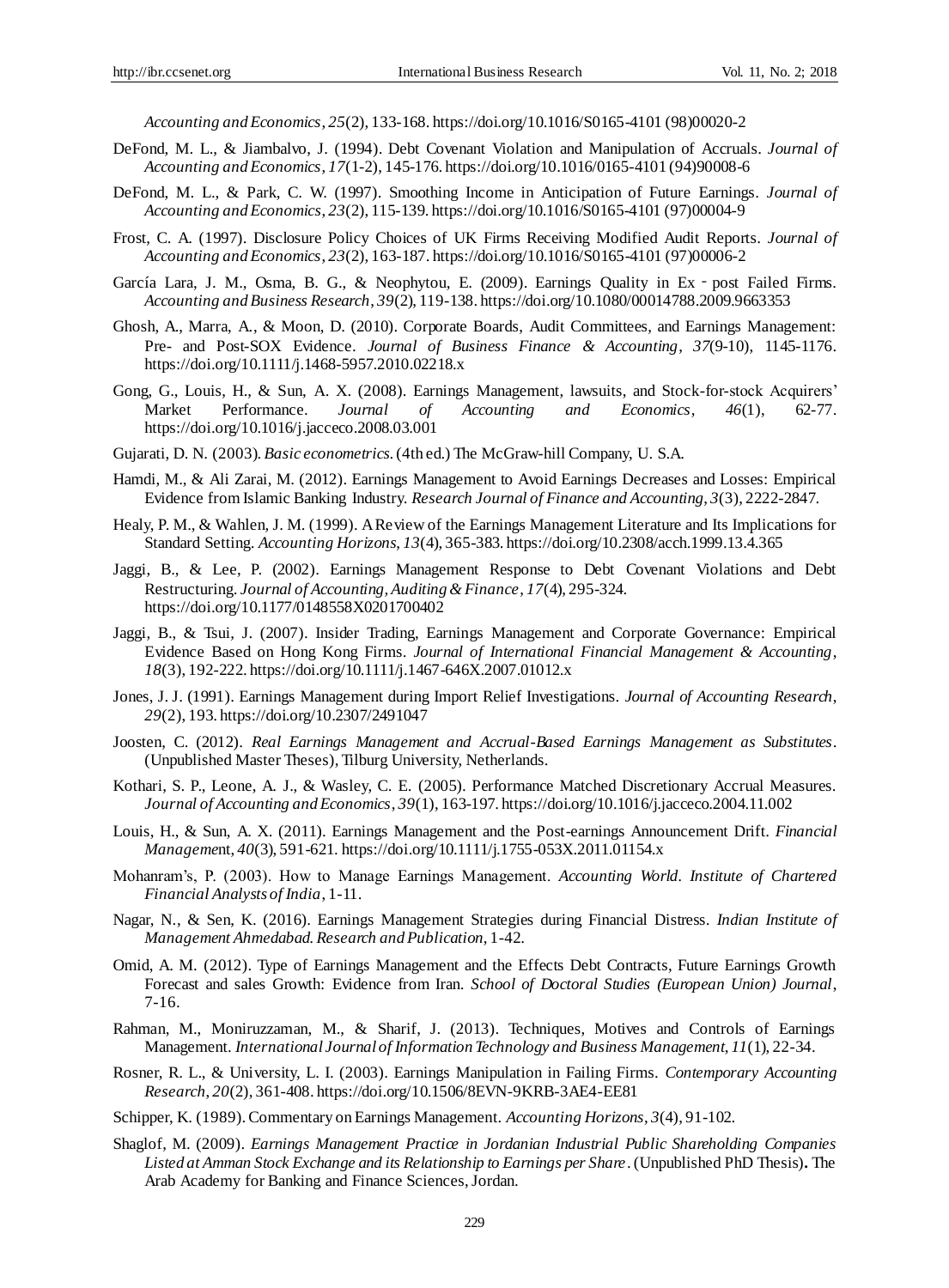*Accounting and Economics*, *25*(2), 133-168. https://doi.org/10.1016/S0165-4101 (98)00020-2

DeFond, M. L., & Jiambalvo, J. (1994). Debt Covenant Violation and Manipulation of Accruals. *Journal of Accounting and Economics*, *17*(1-2), 145-176. https://doi.org/10.1016/0165-4101 (94)90008-6

DeFond, M. L., & Park, C. W. (1997). Smoothing Income in Anticipation of Future Earnings. *Journal of Accounting and Economics*, *23*(2), 115-139. https://doi.org/10.1016/S0165-4101 (97)00004-9

Frost, C. A. (1997). Disclosure Policy Choices of UK Firms Receiving Modified Audit Reports. *Journal of Accounting and Economics*, *23*(2), 163-187. https://doi.org/10.1016/S0165-4101 (97)00006-2

García Lara, J. M., Osma, B. G., & Neophytou, E. (2009). Earnings Quality in Ex - post Failed Firms. *Accounting and Business Research*, *39*(2), 119-138. https://doi.org/10.1080/00014788.2009.9663353

Ghosh, A., Marra, A., & Moon, D. (2010). Corporate Boards, Audit Committees, and Earnings Management: Pre- and Post-SOX Evidence. *Journal of Business Finance & Accounting*, *37*(9-10), 1145-1176. https://doi.org/10.1111/j.1468-5957.2010.02218.x

Gong, G., Louis, H., & Sun, A. X. (2008). Earnings Management, lawsuits, and Stock-for-stock Acquirers' Market Performance. *Journal of Accounting and Economics*, *46*(1), 62-77. https://doi.org/10.1016/j.jacceco.2008.03.001

Gujarati, D. N. (2003). *Basic econometrics*. (4th ed.) The McGraw-hill Company, U. S.A.

Hamdi, M., & Ali Zarai, M. (2012). Earnings Management to Avoid Earnings Decreases and Losses: Empirical Evidence from Islamic Banking Industry. *Research Journal of Finance and Accounting*, *3*(3), 2222-2847.

Healy, P. M., & Wahlen, J. M. (1999). A Review of the Earnings Management Literature and Its Implications for Standard Setting. *Accounting Horizons*, *13*(4), 365-383. https://doi.org/10.2308/acch.1999.13.4.365

Jaggi, B., & Lee, P. (2002). Earnings Management Response to Debt Covenant Violations and Debt Restructuring. *Journal of Accounting, Auditing & Finance*, *17*(4), 295-324. https://doi.org/10.1177/0148558X0201700402

Jaggi, B., & Tsui, J. (2007). Insider Trading, Earnings Management and Corporate Governance: Empirical Evidence Based on Hong Kong Firms. *Journal of International Financial Management & Accounting*, *18*(3), 192-222. https://doi.org/10.1111/j.1467-646X.2007.01012.x

Jones, J. J. (1991). Earnings Management during Import Relief Investigations. *Journal of Accounting Research*, *29*(2), 193. https://doi.org/10.2307/2491047

Joosten, C. (2012). *Real Earnings Management and Accrual-Based Earnings Management as Substitutes*. (Unpublished Master Theses), Tilburg University, Netherlands.

Kothari, S. P., Leone, A. J., & Wasley, C. E. (2005). Performance Matched Discretionary Accrual Measures. *Journal of Accounting and Economics*, *39*(1), 163-197. https://doi.org/10.1016/j.jacceco.2004.11.002

Louis, H., & Sun, A. X. (2011). Earnings Management and the Post-earnings Announcement Drift. *Financial Management*, *40*(3), 591-621. https://doi.org/10.1111/j.1755-053X.2011.01154.x

Mohanram's, P. (2003). How to Manage Earnings Management. *Accounting World. Institute of Chartered Financial Analysts of India*, 1-11.

Nagar, N., & Sen, K. (2016). Earnings Management Strategies during Financial Distress. *Indian Institute of Management Ahmedabad. Research and Publication*, 1-42.

Omid, A. M. (2012). Type of Earnings Management and the Effects Debt Contracts, Future Earnings Growth Forecast and sales Growth: Evidence from Iran. *School of Doctoral Studies (European Union) Journal*, 7-16.

Rahman, M., Moniruzzaman, M., & Sharif, J. (2013). Techniques, Motives and Controls of Earnings Management. *International Journal of Information Technology and Business Management*, *11*(1), 22-34.

Rosner, R. L., & University, L. I. (2003). Earnings Manipulation in Failing Firms. *Contemporary Accounting Research*, *20*(2), 361-408. https://doi.org/10.1506/8EVN-9KRB-3AE4-EE81

Schipper, K. (1989). Commentary on Earnings Management. *Accounting Horizons*, *3*(4), 91-102.

Shaglof, M. (2009). *Earnings Management Practice in Jordanian Industrial Public Shareholding Companies Listed at Amman Stock Exchange and its Relationship to Earnings per Share*. (Unpublished PhD Thesis)**.** The Arab Academy for Banking and Finance Sciences, Jordan.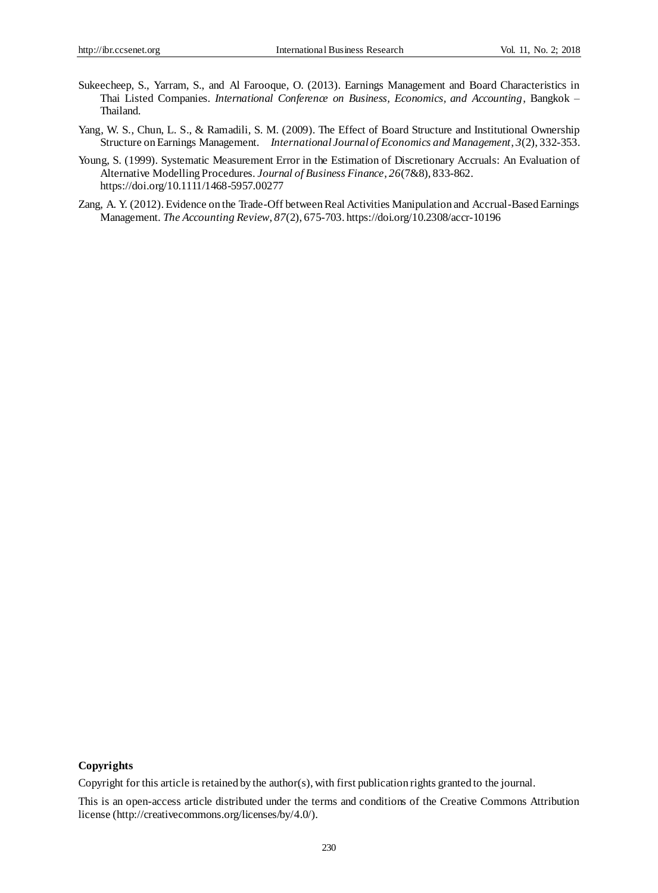Sukeecheep, S., Yarram, S., and Al Farooque, O. (2013). Earnings Management and Board Characteristics in Thai Listed Companies. *International Conference on Business, Economics, and Accounting*, Bangkok – Thailand.

Yang, W. S., Chun, L. S., & Ramadili, S. M. (2009). The Effect of Board Structure and Institutional Ownership Structure on Earnings Management. *International Journal of Economics and Management*, *3*(2), 332-353.

Young, S. (1999). Systematic Measurement Error in the Estimation of Discretionary Accruals: An Evaluation of Alternative Modelling Procedures. *Journal of Business Finance*, *26*(7&8), 833-862. https://doi.org/10.1111/1468-5957.00277

Zang, A. Y. (2012). Evidence on the Trade-Off between Real Activities Manipulation and Accrual-Based Earnings Management. *The Accounting Review*, *87*(2), 675-703. https://doi.org/10.2308/accr-10196

**Copyrights**

Copyright for this article is retained by the author(s), with first publication rights granted to the journal.

This is an open-access article distributed under the terms and conditions of the Creative Commons Attribution license (http://creativecommons.org/licenses/by/4.0/).